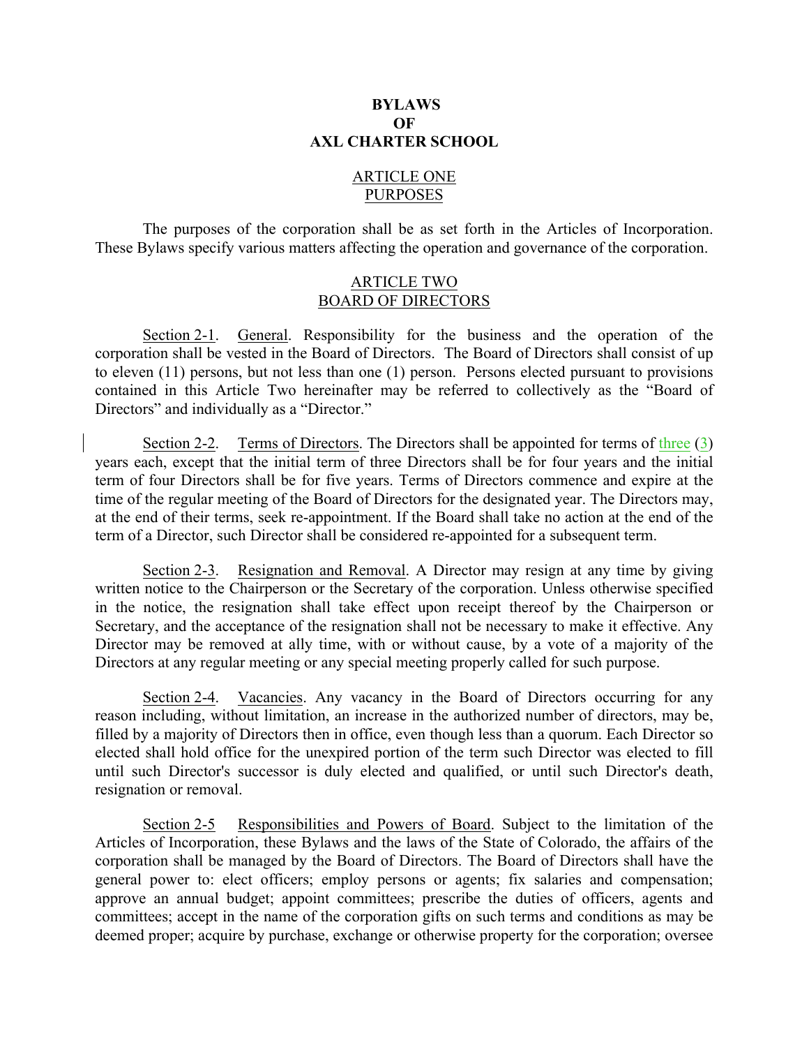# BYLAWS
# OF
# AXL CHARTER SCHOOL

## ARTICLE ONE
## PURPOSES

The purposes of the corporation shall be as set forth in the Articles of Incorporation. These Bylaws specify various matters affecting the operation and governance of the corporation.

## ARTICLE TWO
## BOARD OF DIRECTORS

Section 2-1. General. Responsibility for the business and the operation of the corporation shall be vested in the Board of Directors. The Board of Directors shall consist of up to eleven (11) persons, but not less than one (1) person. Persons elected pursuant to provisions contained in this Article Two hereinafter may be referred to collectively as the "Board of Directors" and individually as a "Director."

Section 2-2. Terms of Directors. The Directors shall be appointed for terms of three (3) years each, except that the initial term of three Directors shall be for four years and the initial term of four Directors shall be for five years. Terms of Directors commence and expire at the time of the regular meeting of the Board of Directors for the designated year. The Directors may, at the end of their terms, seek re-appointment. If the Board shall take no action at the end of the term of a Director, such Director shall be considered re-appointed for a subsequent term.

Section 2-3. Resignation and Removal. A Director may resign at any time by giving written notice to the Chairperson or the Secretary of the corporation. Unless otherwise specified in the notice, the resignation shall take effect upon receipt thereof by the Chairperson or Secretary, and the acceptance of the resignation shall not be necessary to make it effective. Any Director may be removed at ally time, with or without cause, by a vote of a majority of the Directors at any regular meeting or any special meeting properly called for such purpose.

Section 2-4. Vacancies. Any vacancy in the Board of Directors occurring for any reason including, without limitation, an increase in the authorized number of directors, may be, filled by a majority of Directors then in office, even though less than a quorum. Each Director so elected shall hold office for the unexpired portion of the term such Director was elected to fill until such Director's successor is duly elected and qualified, or until such Director's death, resignation or removal.

Section 2-5 Responsibilities and Powers of Board. Subject to the limitation of the Articles of Incorporation, these Bylaws and the laws of the State of Colorado, the affairs of the corporation shall be managed by the Board of Directors. The Board of Directors shall have the general power to: elect officers; employ persons or agents; fix salaries and compensation; approve an annual budget; appoint committees; prescribe the duties of officers, agents and committees; accept in the name of the corporation gifts on such terms and conditions as may be deemed proper; acquire by purchase, exchange or otherwise property for the corporation; oversee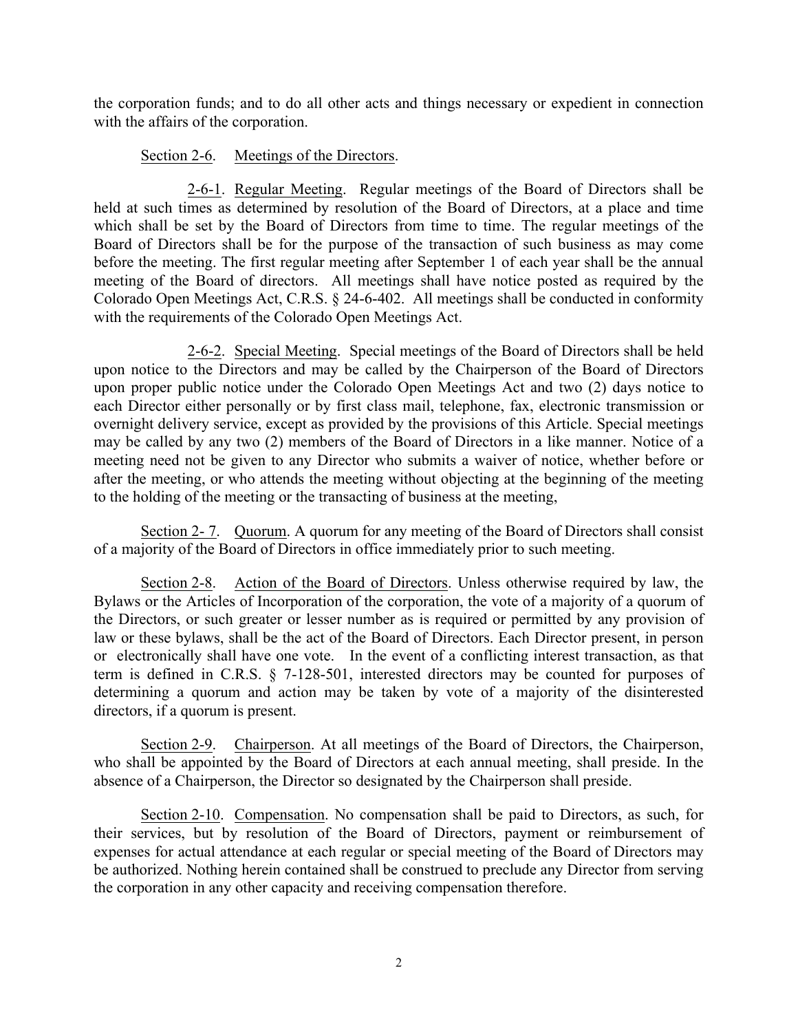the corporation funds; and to do all other acts and things necessary or expedient in connection with the affairs of the corporation.

Section 2-6. Meetings of the Directors.

2-6-1. Regular Meeting. Regular meetings of the Board of Directors shall be held at such times as determined by resolution of the Board of Directors, at a place and time which shall be set by the Board of Directors from time to time. The regular meetings of the Board of Directors shall be for the purpose of the transaction of such business as may come before the meeting. The first regular meeting after September 1 of each year shall be the annual meeting of the Board of directors. All meetings shall have notice posted as required by the Colorado Open Meetings Act, C.R.S. § 24-6-402. All meetings shall be conducted in conformity with the requirements of the Colorado Open Meetings Act.

2-6-2. Special Meeting. Special meetings of the Board of Directors shall be held upon notice to the Directors and may be called by the Chairperson of the Board of Directors upon proper public notice under the Colorado Open Meetings Act and two (2) days notice to each Director either personally or by first class mail, telephone, fax, electronic transmission or overnight delivery service, except as provided by the provisions of this Article. Special meetings may be called by any two (2) members of the Board of Directors in a like manner. Notice of a meeting need not be given to any Director who submits a waiver of notice, whether before or after the meeting, or who attends the meeting without objecting at the beginning of the meeting to the holding of the meeting or the transacting of business at the meeting,

Section 2- 7. Quorum. A quorum for any meeting of the Board of Directors shall consist of a majority of the Board of Directors in office immediately prior to such meeting.

Section 2-8. Action of the Board of Directors. Unless otherwise required by law, the Bylaws or the Articles of Incorporation of the corporation, the vote of a majority of a quorum of the Directors, or such greater or lesser number as is required or permitted by any provision of law or these bylaws, shall be the act of the Board of Directors. Each Director present, in person or electronically shall have one vote. In the event of a conflicting interest transaction, as that term is defined in C.R.S. § 7-128-501, interested directors may be counted for purposes of determining a quorum and action may be taken by vote of a majority of the disinterested directors, if a quorum is present.

Section 2-9. Chairperson. At all meetings of the Board of Directors, the Chairperson, who shall be appointed by the Board of Directors at each annual meeting, shall preside. In the absence of a Chairperson, the Director so designated by the Chairperson shall preside.

Section 2-10. Compensation. No compensation shall be paid to Directors, as such, for their services, but by resolution of the Board of Directors, payment or reimbursement of expenses for actual attendance at each regular or special meeting of the Board of Directors may be authorized. Nothing herein contained shall be construed to preclude any Director from serving the corporation in any other capacity and receiving compensation therefore.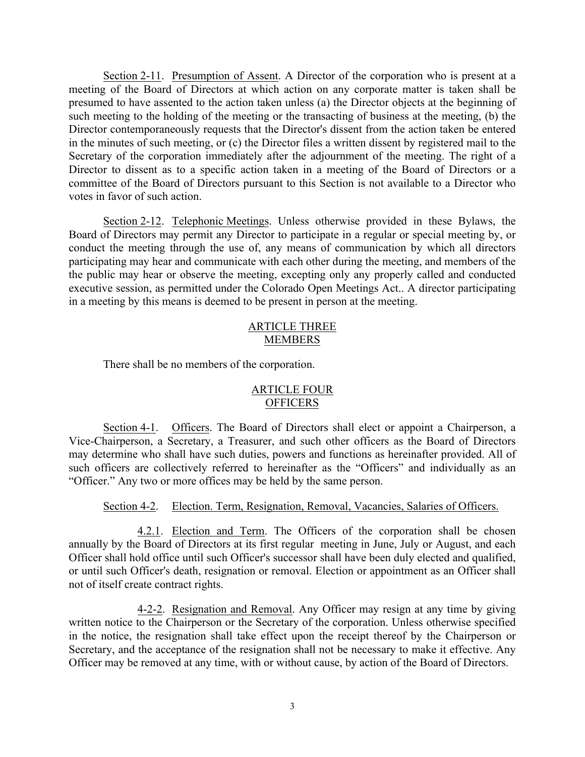Section 2-11. Presumption of Assent. A Director of the corporation who is present at a meeting of the Board of Directors at which action on any corporate matter is taken shall be presumed to have assented to the action taken unless (a) the Director objects at the beginning of such meeting to the holding of the meeting or the transacting of business at the meeting, (b) the Director contemporaneously requests that the Director's dissent from the action taken be entered in the minutes of such meeting, or (c) the Director files a written dissent by registered mail to the Secretary of the corporation immediately after the adjournment of the meeting. The right of a Director to dissent as to a specific action taken in a meeting of the Board of Directors or a committee of the Board of Directors pursuant to this Section is not available to a Director who votes in favor of such action.

Section 2-12. Telephonic Meetings. Unless otherwise provided in these Bylaws, the Board of Directors may permit any Director to participate in a regular or special meeting by, or conduct the meeting through the use of, any means of communication by which all directors participating may hear and communicate with each other during the meeting, and members of the the public may hear or observe the meeting, excepting only any properly called and conducted executive session, as permitted under the Colorado Open Meetings Act.. A director participating in a meeting by this means is deemed to be present in person at the meeting.

## ARTICLE THREE
## MEMBERS

There shall be no members of the corporation.

## ARTICLE FOUR
## OFFICERS

Section 4-1. Officers. The Board of Directors shall elect or appoint a Chairperson, a Vice-Chairperson, a Secretary, a Treasurer, and such other officers as the Board of Directors may determine who shall have such duties, powers and functions as hereinafter provided. All of such officers are collectively referred to hereinafter as the "Officers" and individually as an "Officer." Any two or more offices may be held by the same person.

Section 4-2. Election. Term, Resignation, Removal, Vacancies, Salaries of Officers.

4.2.1. Election and Term. The Officers of the corporation shall be chosen annually by the Board of Directors at its first regular meeting in June, July or August, and each Officer shall hold office until such Officer's successor shall have been duly elected and qualified, or until such Officer's death, resignation or removal. Election or appointment as an Officer shall not of itself create contract rights.

4-2-2. Resignation and Removal. Any Officer may resign at any time by giving written notice to the Chairperson or the Secretary of the corporation. Unless otherwise specified in the notice, the resignation shall take effect upon the receipt thereof by the Chairperson or Secretary, and the acceptance of the resignation shall not be necessary to make it effective. Any Officer may be removed at any time, with or without cause, by action of the Board of Directors.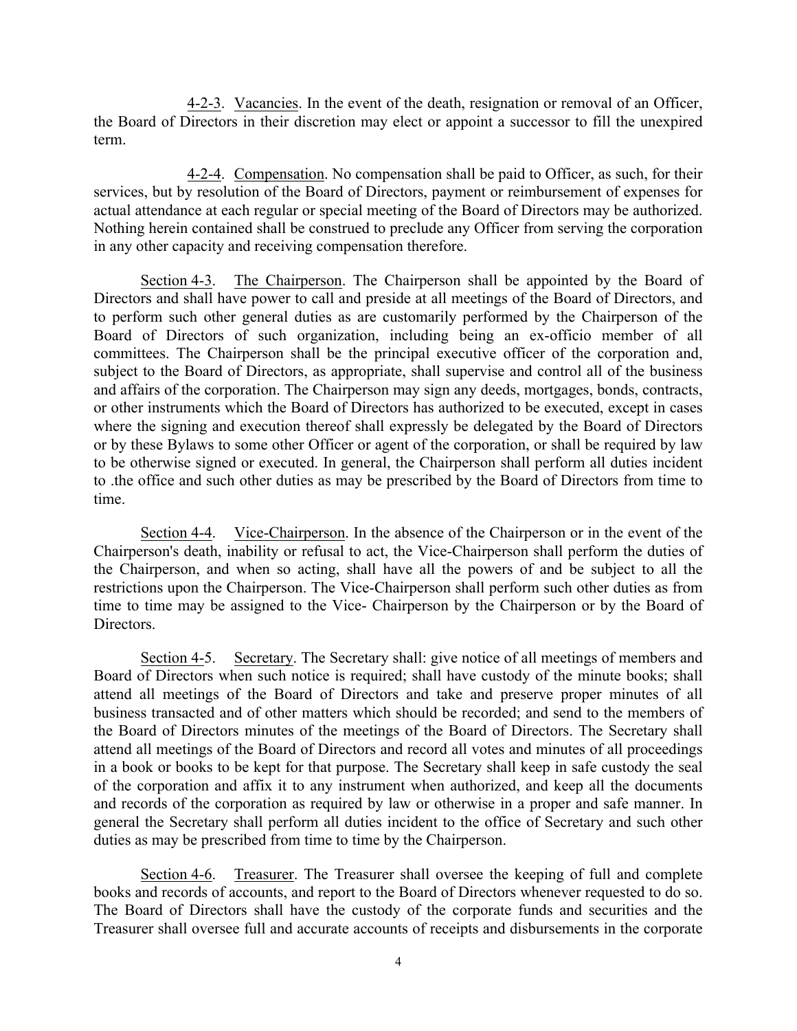4-2-3. Vacancies. In the event of the death, resignation or removal of an Officer, the Board of Directors in their discretion may elect or appoint a successor to fill the unexpired term.

4-2-4. Compensation. No compensation shall be paid to Officer, as such, for their services, but by resolution of the Board of Directors, payment or reimbursement of expenses for actual attendance at each regular or special meeting of the Board of Directors may be authorized. Nothing herein contained shall be construed to preclude any Officer from serving the corporation in any other capacity and receiving compensation therefore.

Section 4-3. The Chairperson. The Chairperson shall be appointed by the Board of Directors and shall have power to call and preside at all meetings of the Board of Directors, and to perform such other general duties as are customarily performed by the Chairperson of the Board of Directors of such organization, including being an ex-officio member of all committees. The Chairperson shall be the principal executive officer of the corporation and, subject to the Board of Directors, as appropriate, shall supervise and control all of the business and affairs of the corporation. The Chairperson may sign any deeds, mortgages, bonds, contracts, or other instruments which the Board of Directors has authorized to be executed, except in cases where the signing and execution thereof shall expressly be delegated by the Board of Directors or by these Bylaws to some other Officer or agent of the corporation, or shall be required by law to be otherwise signed or executed. In general, the Chairperson shall perform all duties incident to .the office and such other duties as may be prescribed by the Board of Directors from time to time.

Section 4-4. Vice-Chairperson. In the absence of the Chairperson or in the event of the Chairperson's death, inability or refusal to act, the Vice-Chairperson shall perform the duties of the Chairperson, and when so acting, shall have all the powers of and be subject to all the restrictions upon the Chairperson. The Vice-Chairperson shall perform such other duties as from time to time may be assigned to the Vice- Chairperson by the Chairperson or by the Board of Directors.

Section 4-5. Secretary. The Secretary shall: give notice of all meetings of members and Board of Directors when such notice is required; shall have custody of the minute books; shall attend all meetings of the Board of Directors and take and preserve proper minutes of all business transacted and of other matters which should be recorded; and send to the members of the Board of Directors minutes of the meetings of the Board of Directors. The Secretary shall attend all meetings of the Board of Directors and record all votes and minutes of all proceedings in a book or books to be kept for that purpose. The Secretary shall keep in safe custody the seal of the corporation and affix it to any instrument when authorized, and keep all the documents and records of the corporation as required by law or otherwise in a proper and safe manner. In general the Secretary shall perform all duties incident to the office of Secretary and such other duties as may be prescribed from time to time by the Chairperson.

Section 4-6. Treasurer. The Treasurer shall oversee the keeping of full and complete books and records of accounts, and report to the Board of Directors whenever requested to do so. The Board of Directors shall have the custody of the corporate funds and securities and the Treasurer shall oversee full and accurate accounts of receipts and disbursements in the corporate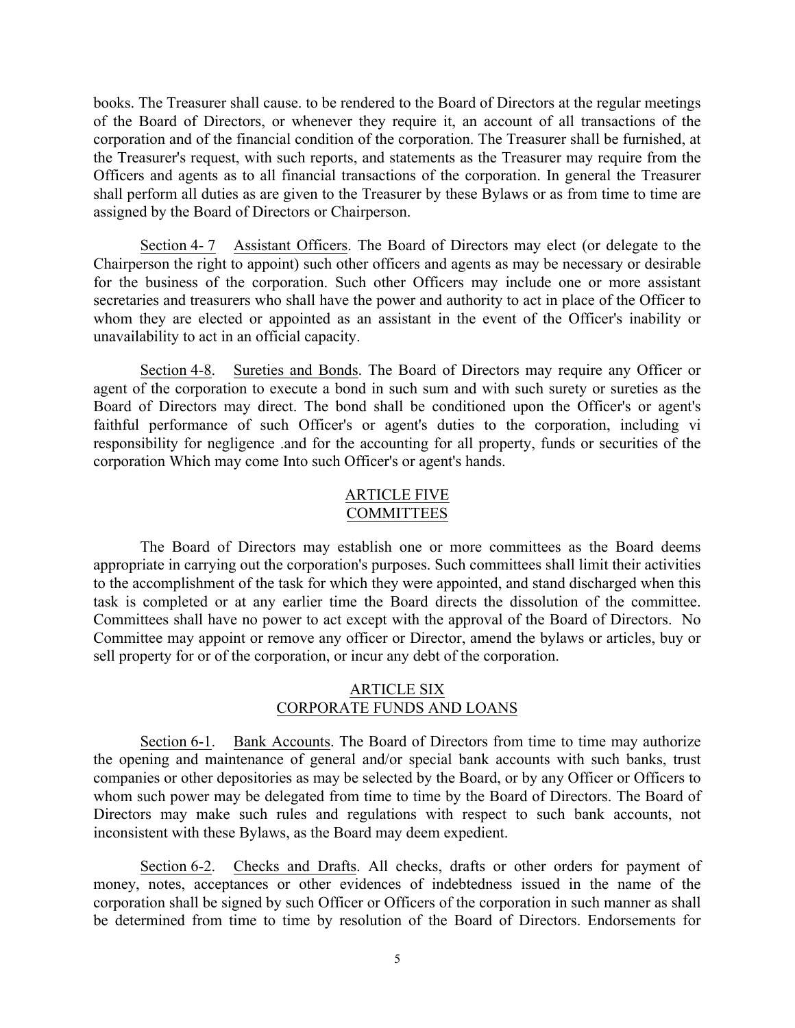books. The Treasurer shall cause. to be rendered to the Board of Directors at the regular meetings of the Board of Directors, or whenever they require it, an account of all transactions of the corporation and of the financial condition of the corporation. The Treasurer shall be furnished, at the Treasurer's request, with such reports, and statements as the Treasurer may require from the Officers and agents as to all financial transactions of the corporation. In general the Treasurer shall perform all duties as are given to the Treasurer by these Bylaws or as from time to time are assigned by the Board of Directors or Chairperson.

Section 4- 7 Assistant Officers. The Board of Directors may elect (or delegate to the Chairperson the right to appoint) such other officers and agents as may be necessary or desirable for the business of the corporation. Such other Officers may include one or more assistant secretaries and treasurers who shall have the power and authority to act in place of the Officer to whom they are elected or appointed as an assistant in the event of the Officer's inability or unavailability to act in an official capacity.

Section 4-8. Sureties and Bonds. The Board of Directors may require any Officer or agent of the corporation to execute a bond in such sum and with such surety or sureties as the Board of Directors may direct. The bond shall be conditioned upon the Officer's or agent's faithful performance of such Officer's or agent's duties to the corporation, including vi responsibility for negligence .and for the accounting for all property, funds or securities of the corporation Which may come Into such Officer's or agent's hands.

## ARTICLE FIVE
## COMMITTEES

The Board of Directors may establish one or more committees as the Board deems appropriate in carrying out the corporation's purposes. Such committees shall limit their activities to the accomplishment of the task for which they were appointed, and stand discharged when this task is completed or at any earlier time the Board directs the dissolution of the committee. Committees shall have no power to act except with the approval of the Board of Directors. No Committee may appoint or remove any officer or Director, amend the bylaws or articles, buy or sell property for or of the corporation, or incur any debt of the corporation.

## ARTICLE SIX
## CORPORATE FUNDS AND LOANS

Section 6-1. Bank Accounts. The Board of Directors from time to time may authorize the opening and maintenance of general and/or special bank accounts with such banks, trust companies or other depositories as may be selected by the Board, or by any Officer or Officers to whom such power may be delegated from time to time by the Board of Directors. The Board of Directors may make such rules and regulations with respect to such bank accounts, not inconsistent with these Bylaws, as the Board may deem expedient.

Section 6-2. Checks and Drafts. All checks, drafts or other orders for payment of money, notes, acceptances or other evidences of indebtedness issued in the name of the corporation shall be signed by such Officer or Officers of the corporation in such manner as shall be determined from time to time by resolution of the Board of Directors. Endorsements for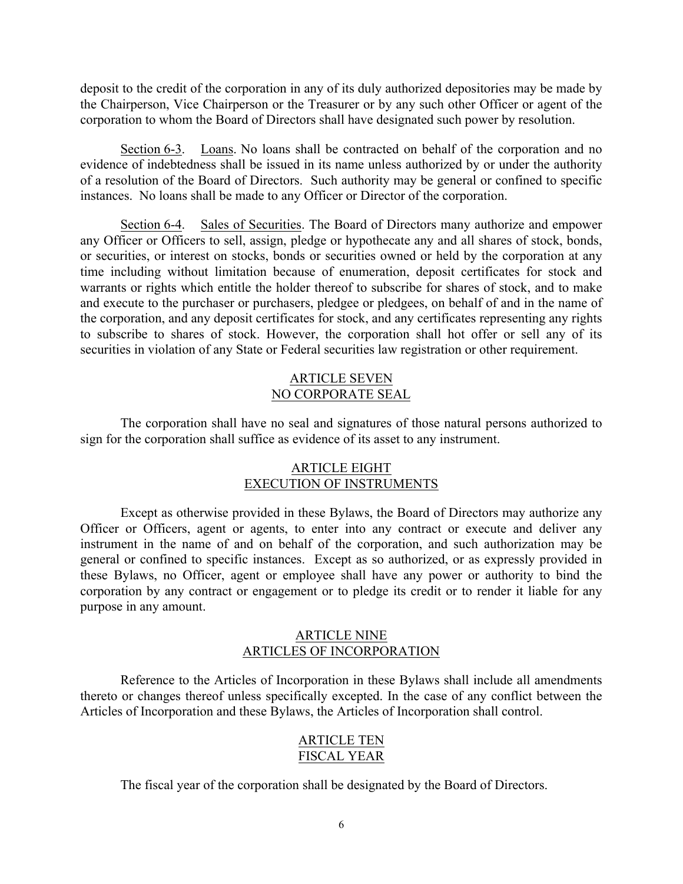deposit to the credit of the corporation in any of its duly authorized depositories may be made by the Chairperson, Vice Chairperson or the Treasurer or by any such other Officer or agent of the corporation to whom the Board of Directors shall have designated such power by resolution.

Section 6-3. Loans. No loans shall be contracted on behalf of the corporation and no evidence of indebtedness shall be issued in its name unless authorized by or under the authority of a resolution of the Board of Directors. Such authority may be general or confined to specific instances. No loans shall be made to any Officer or Director of the corporation.

Section 6-4. Sales of Securities. The Board of Directors many authorize and empower any Officer or Officers to sell, assign, pledge or hypothecate any and all shares of stock, bonds, or securities, or interest on stocks, bonds or securities owned or held by the corporation at any time including without limitation because of enumeration, deposit certificates for stock and warrants or rights which entitle the holder thereof to subscribe for shares of stock, and to make and execute to the purchaser or purchasers, pledgee or pledgees, on behalf of and in the name of the corporation, and any deposit certificates for stock, and any certificates representing any rights to subscribe to shares of stock. However, the corporation shall hot offer or sell any of its securities in violation of any State or Federal securities law registration or other requirement.

## ARTICLE SEVEN
## NO CORPORATE SEAL

The corporation shall have no seal and signatures of those natural persons authorized to sign for the corporation shall suffice as evidence of its asset to any instrument.

## ARTICLE EIGHT
## EXECUTION OF INSTRUMENTS

Except as otherwise provided in these Bylaws, the Board of Directors may authorize any Officer or Officers, agent or agents, to enter into any contract or execute and deliver any instrument in the name of and on behalf of the corporation, and such authorization may be general or confined to specific instances. Except as so authorized, or as expressly provided in these Bylaws, no Officer, agent or employee shall have any power or authority to bind the corporation by any contract or engagement or to pledge its credit or to render it liable for any purpose in any amount.

## ARTICLE NINE
## ARTICLES OF INCORPORATION

Reference to the Articles of Incorporation in these Bylaws shall include all amendments thereto or changes thereof unless specifically excepted. In the case of any conflict between the Articles of Incorporation and these Bylaws, the Articles of Incorporation shall control.

## ARTICLE TEN
## FISCAL YEAR

The fiscal year of the corporation shall be designated by the Board of Directors.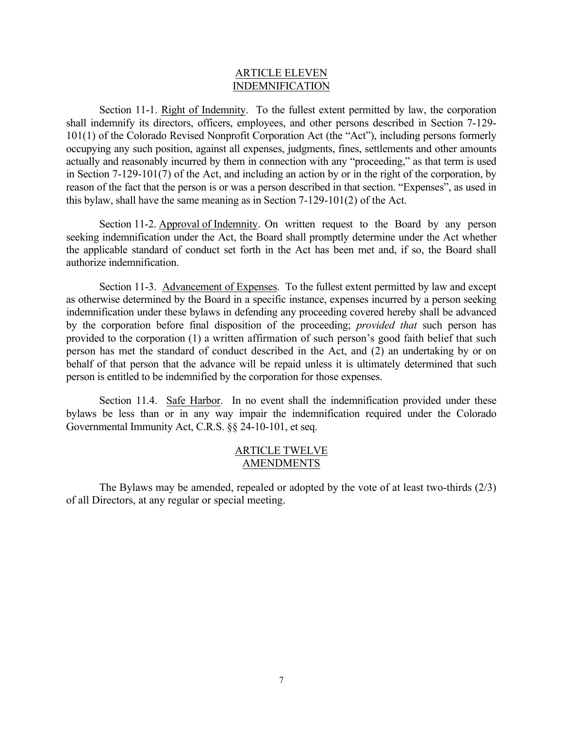## ARTICLE ELEVEN
## INDEMNIFICATION

Section 11-1. Right of Indemnity. To the fullest extent permitted by law, the corporation shall indemnify its directors, officers, employees, and other persons described in Section 7-129-101(1) of the Colorado Revised Nonprofit Corporation Act (the "Act"), including persons formerly occupying any such position, against all expenses, judgments, fines, settlements and other amounts actually and reasonably incurred by them in connection with any "proceeding," as that term is used in Section 7-129-101(7) of the Act, and including an action by or in the right of the corporation, by reason of the fact that the person is or was a person described in that section. "Expenses", as used in this bylaw, shall have the same meaning as in Section 7-129-101(2) of the Act.

Section 11-2. Approval of Indemnity. On written request to the Board by any person seeking indemnification under the Act, the Board shall promptly determine under the Act whether the applicable standard of conduct set forth in the Act has been met and, if so, the Board shall authorize indemnification.

Section 11-3. Advancement of Expenses. To the fullest extent permitted by law and except as otherwise determined by the Board in a specific instance, expenses incurred by a person seeking indemnification under these bylaws in defending any proceeding covered hereby shall be advanced by the corporation before final disposition of the proceeding; *provided that* such person has provided to the corporation (1) a written affirmation of such person's good faith belief that such person has met the standard of conduct described in the Act, and (2) an undertaking by or on behalf of that person that the advance will be repaid unless it is ultimately determined that such person is entitled to be indemnified by the corporation for those expenses.

Section 11.4. Safe Harbor. In no event shall the indemnification provided under these bylaws be less than or in any way impair the indemnification required under the Colorado Governmental Immunity Act, C.R.S. §§ 24-10-101, et seq.

## ARTICLE TWELVE
## AMENDMENTS

The Bylaws may be amended, repealed or adopted by the vote of at least two-thirds (2/3) of all Directors, at any regular or special meeting.